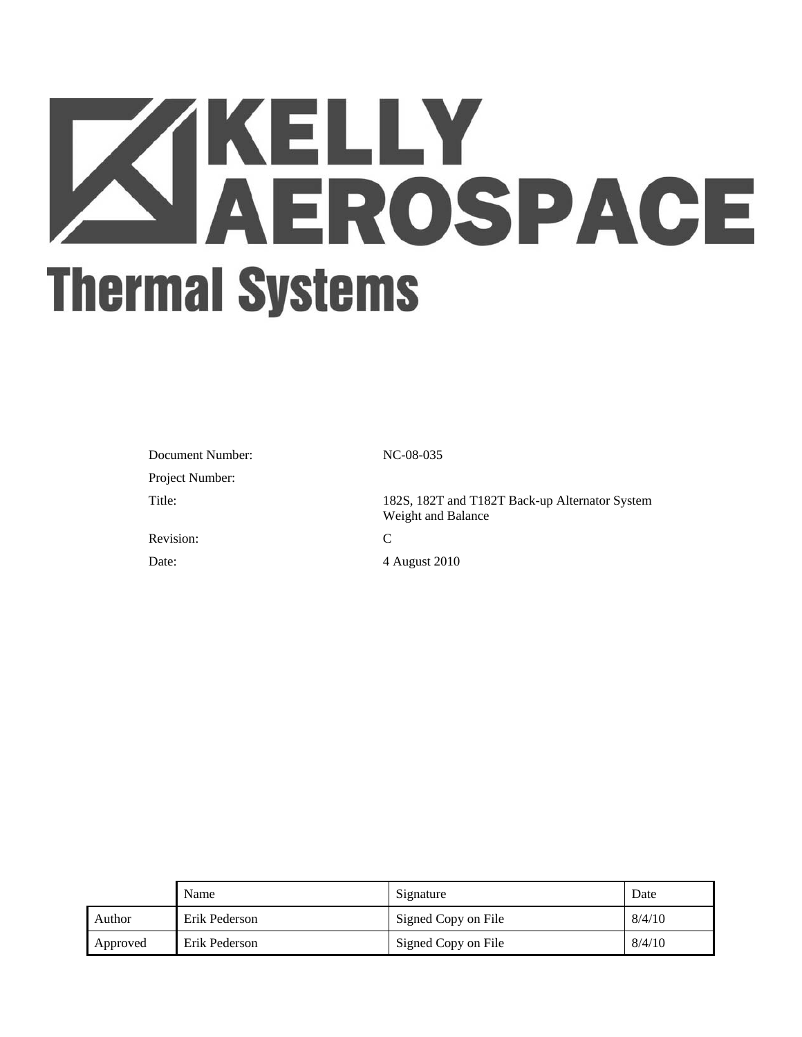# KELLY AEROSPACE

## Thermal Systems

| | |
|---|---|
| Document Number: | NC-08-035 |
| Project Number: | |
| Title: | 182S, 182T and T182T Back-up Alternator System Weight and Balance |
| Revision: | C |
| Date: | 4 August 2010 |

| | Name | Signature | Date |
|---|---|---|---|
| Author | Erik Pederson | Signed Copy on File | 8/4/10 |
| Approved | Erik Pederson | Signed Copy on File | 8/4/10 |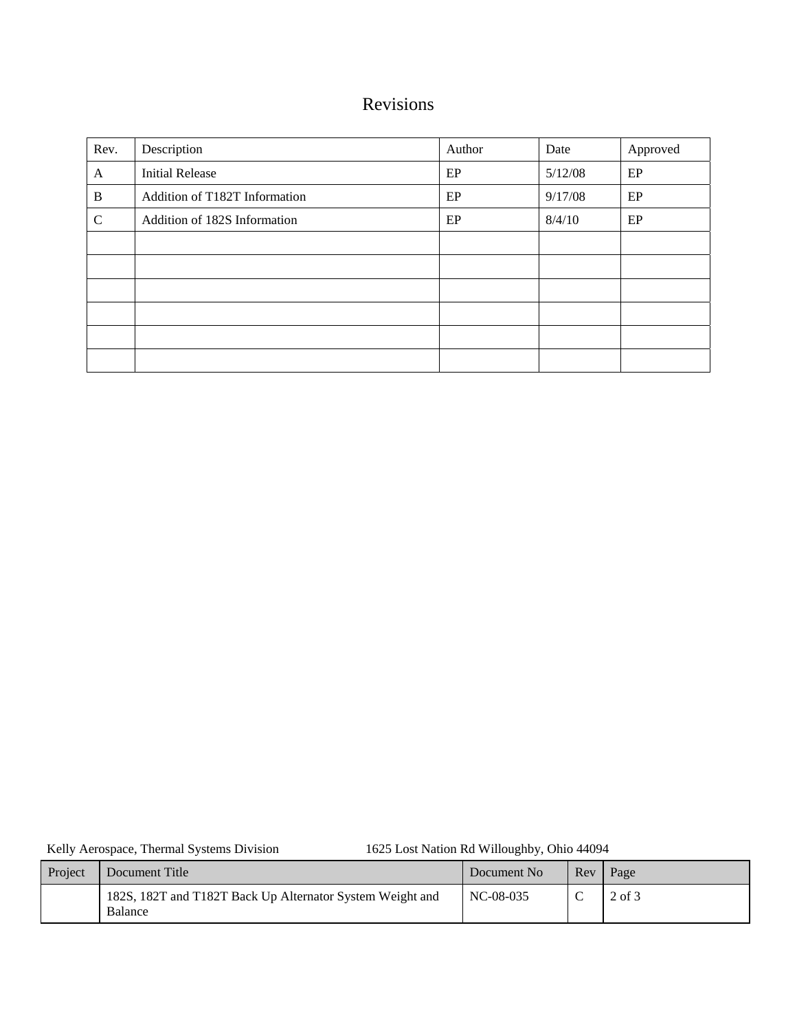# Revisions

| Rev. | Description | Author | Date | Approved |
| --- | --- | --- | --- | --- |
| A | Initial Release | EP | 5/12/08 | EP |
| B | Addition of T182T Information | EP | 9/17/08 | EP |
| C | Addition of 182S Information | EP | 8/4/10 | EP |
| | | | | |
| | | | | |
| | | | | |
| | | | | |
| | | | | |
| | | | | |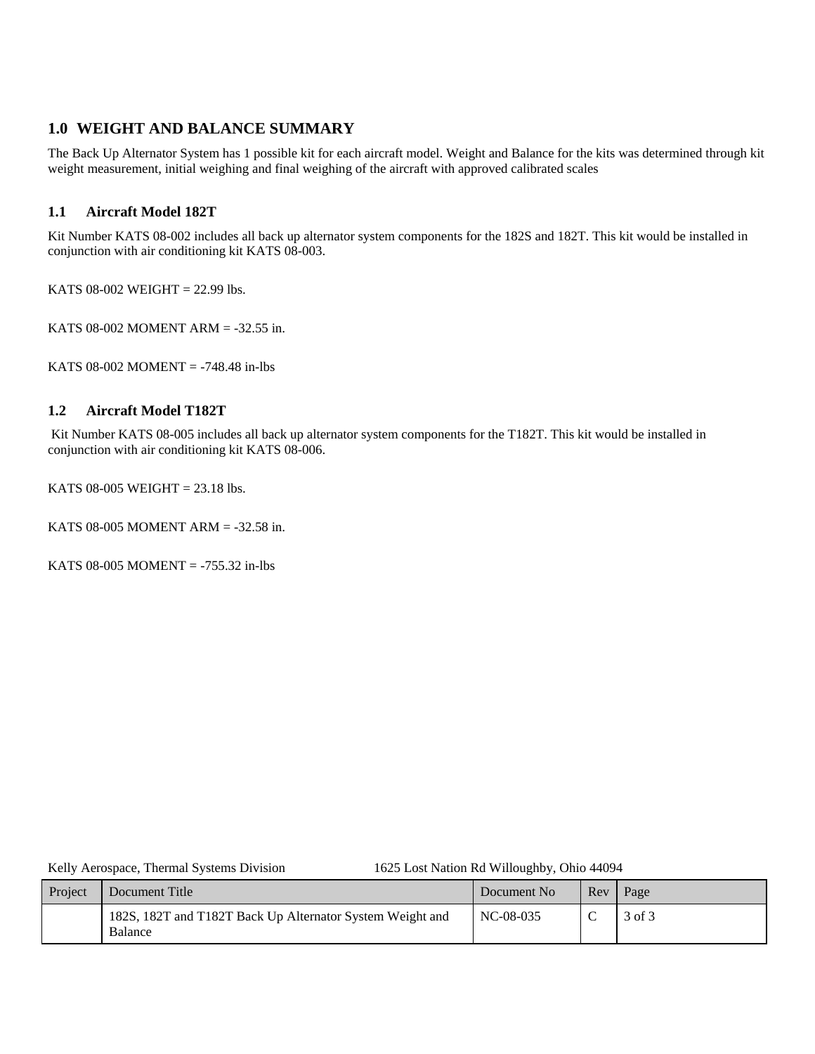## 1.0 WEIGHT AND BALANCE SUMMARY

The Back Up Alternator System has 1 possible kit for each aircraft model. Weight and Balance for the kits was determined through kit weight measurement, initial weighing and final weighing of the aircraft with approved calibrated scales

### 1.1 Aircraft Model 182T

Kit Number KATS 08-002 includes all back up alternator system components for the 182S and 182T. This kit would be installed in conjunction with air conditioning kit KATS 08-003.

KATS 08-002 WEIGHT = 22.99 lbs.

KATS 08-002 MOMENT ARM = -32.55 in.

KATS 08-002 MOMENT = -748.48 in-lbs

### 1.2 Aircraft Model T182T

Kit Number KATS 08-005 includes all back up alternator system components for the T182T. This kit would be installed in conjunction with air conditioning kit KATS 08-006.

KATS 08-005 WEIGHT = 23.18 lbs.

KATS 08-005 MOMENT ARM = -32.58 in.

KATS 08-005 MOMENT = -755.32 in-lbs